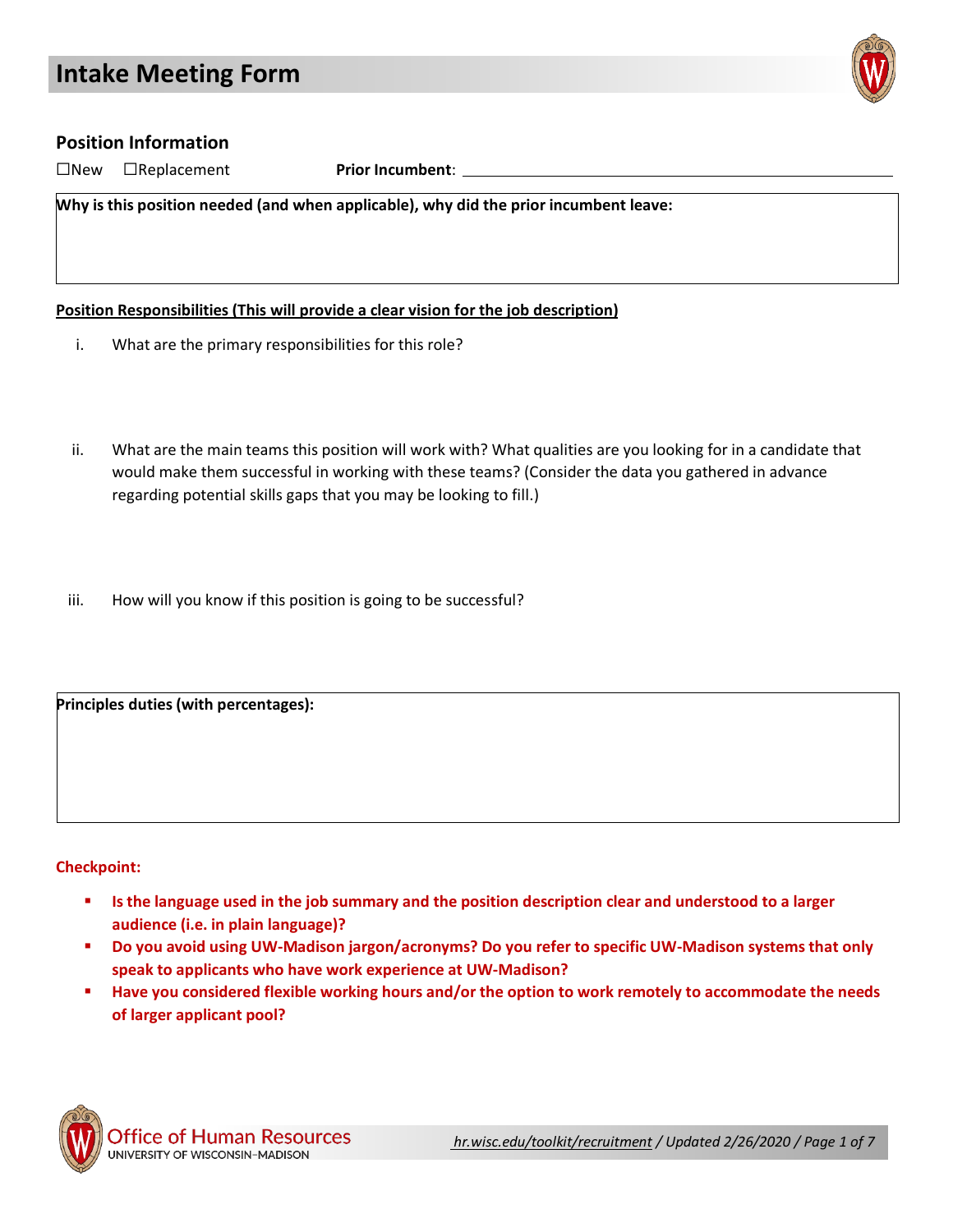# Intake Meeting Form

## Position Information

☐New ☐Replacement **Prior Incumbent**: ______________________________

**Why is this position needed (and when applicable), why did the prior incumbent leave:**

**Position Responsibilities (This will provide a clear vision for the job description)**

i. What are the primary responsibilities for this role?

ii. What are the main teams this position will work with? What qualities are you looking for in a candidate that would make them successful in working with these teams? (Consider the data you gathered in advance regarding potential skills gaps that you may be looking to fill.)

iii. How will you know if this position is going to be successful?

**Principles duties (with percentages):**

**Checkpoint:**

- **Is the language used in the job summary and the position description clear and understood to a larger audience (i.e. in plain language)?**
- **Do you avoid using UW-Madison jargon/acronyms? Do you refer to specific UW-Madison systems that only speak to applicants who have work experience at UW-Madison?**
- **Have you considered flexible working hours and/or the option to work remotely to accommodate the needs of larger applicant pool?**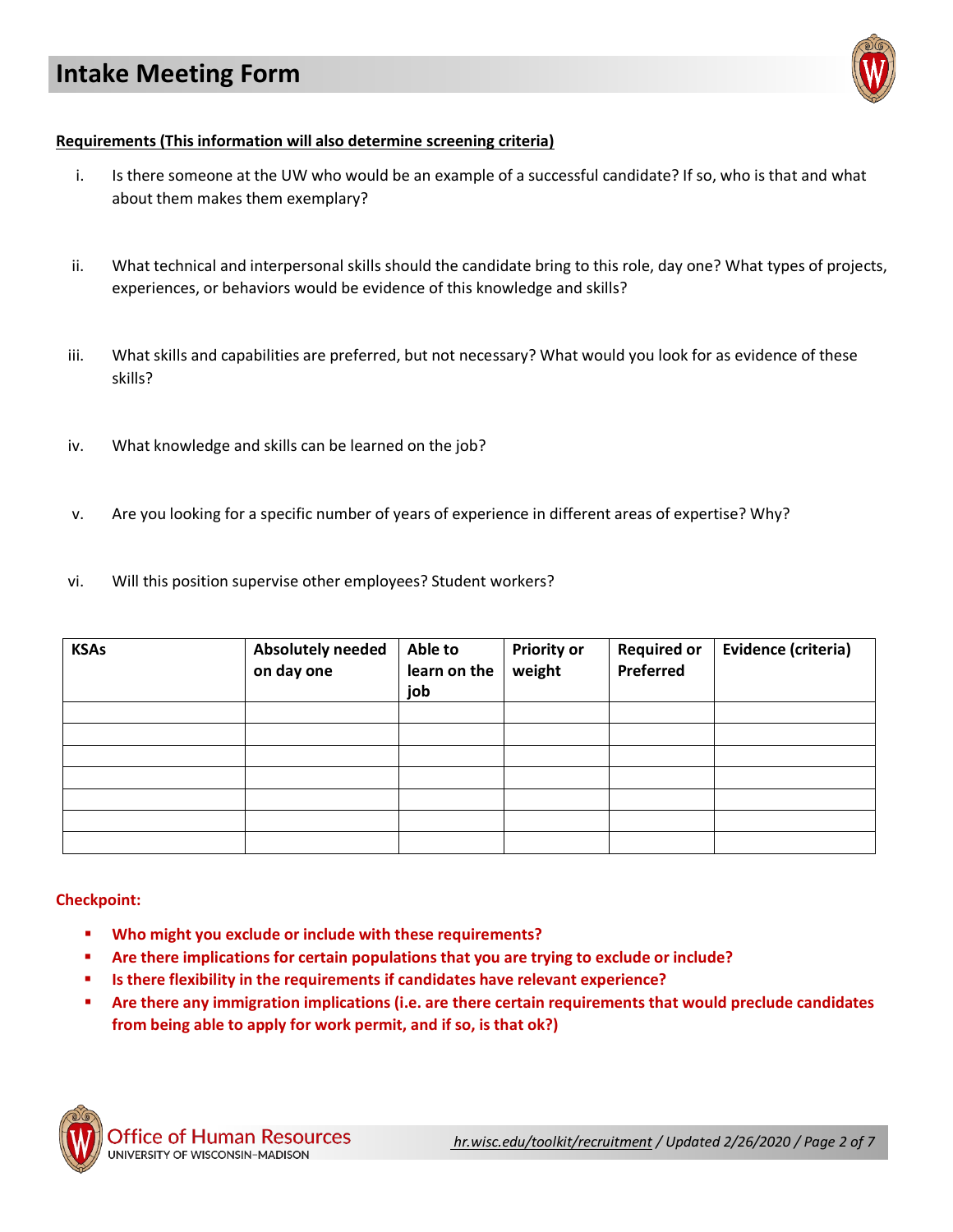# Intake Meeting Form

**Requirements (This information will also determine screening criteria)**

i. Is there someone at the UW who would be an example of a successful candidate? If so, who is that and what about them makes them exemplary?

ii. What technical and interpersonal skills should the candidate bring to this role, day one? What types of projects, experiences, or behaviors would be evidence of this knowledge and skills?

iii. What skills and capabilities are preferred, but not necessary? What would you look for as evidence of these skills?

iv. What knowledge and skills can be learned on the job?

v. Are you looking for a specific number of years of experience in different areas of expertise? Why?

vi. Will this position supervise other employees? Student workers?

| KSAs | Absolutely needed on day one | Able to learn on the job | Priority or weight | Required or Preferred | Evidence (criteria) |
|---|---|---|---|---|---|
| | | | | | |
| | | | | | |
| | | | | | |
| | | | | | |
| | | | | | |
| | | | | | |
| | | | | | |

**Checkpoint:**

- **Who might you exclude or include with these requirements?**
- **Are there implications for certain populations that you are trying to exclude or include?**
- **Is there flexibility in the requirements if candidates have relevant experience?**
- **Are there any immigration implications (i.e. are there certain requirements that would preclude candidates from being able to apply for work permit, and if so, is that ok?)**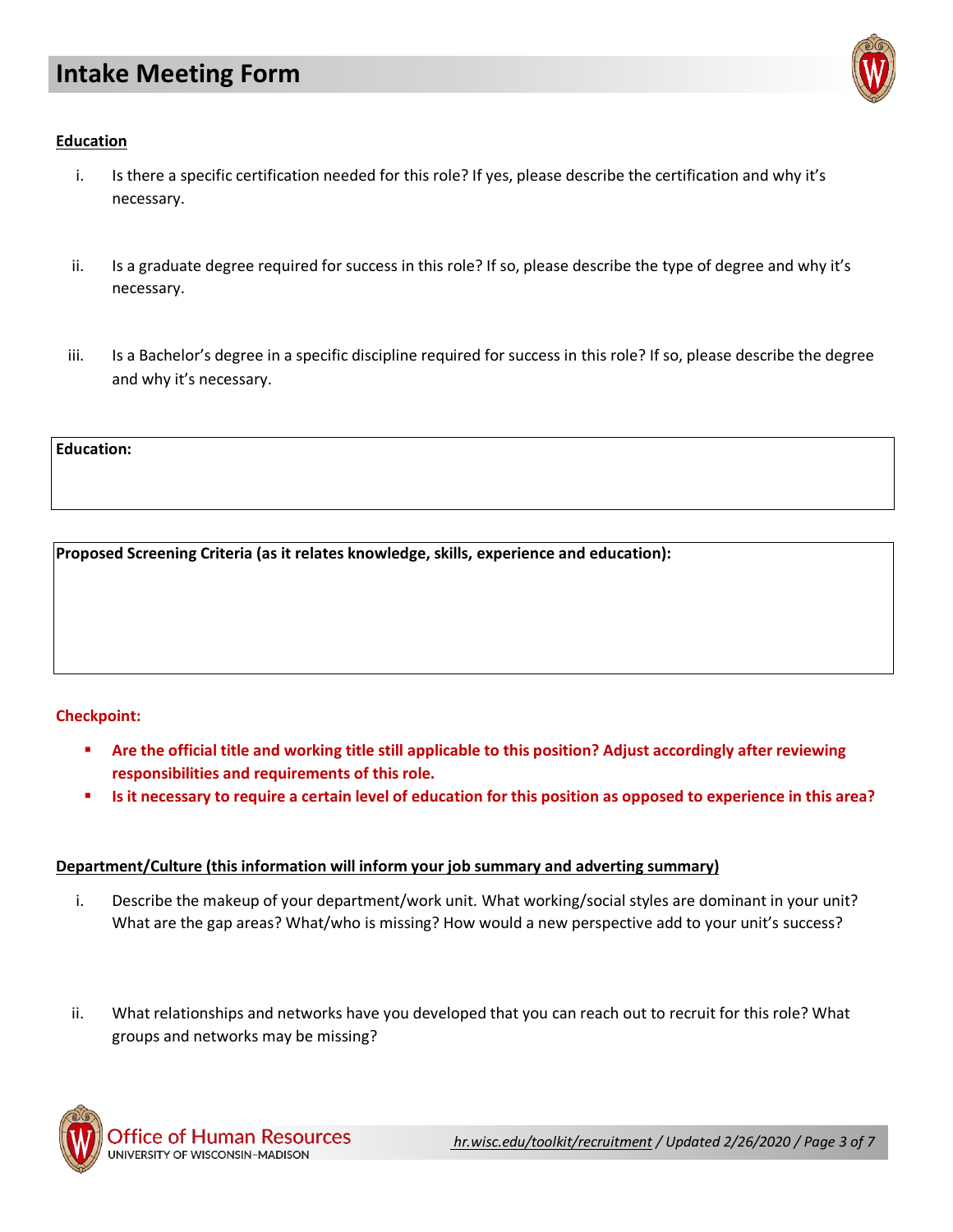**Education**

i. Is there a specific certification needed for this role? If yes, please describe the certification and why it's necessary.

ii. Is a graduate degree required for success in this role? If so, please describe the type of degree and why it's necessary.

iii. Is a Bachelor's degree in a specific discipline required for success in this role? If so, please describe the degree and why it's necessary.

| **Education:** |
| --- |
| |

| **Proposed Screening Criteria (as it relates knowledge, skills, experience and education):** |
| --- |
| |

**Checkpoint:**

- **Are the official title and working title still applicable to this position? Adjust accordingly after reviewing responsibilities and requirements of this role.**
- **Is it necessary to require a certain level of education for this position as opposed to experience in this area?**

**Department/Culture (this information will inform your job summary and adverting summary)**

i. Describe the makeup of your department/work unit. What working/social styles are dominant in your unit? What are the gap areas? What/who is missing? How would a new perspective add to your unit's success?

ii. What relationships and networks have you developed that you can reach out to recruit for this role? What groups and networks may be missing?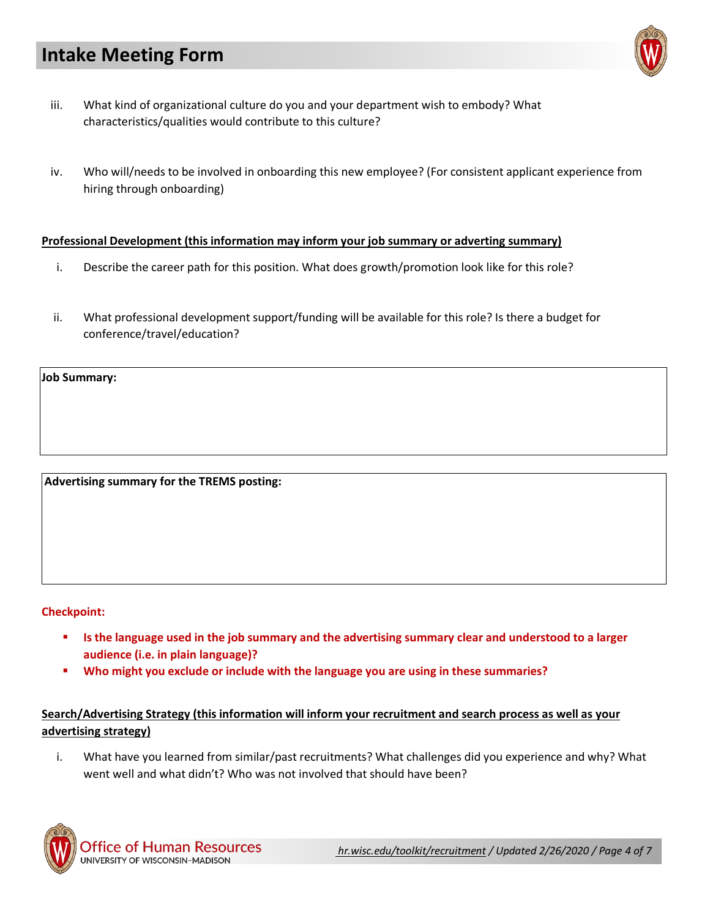iii. What kind of organizational culture do you and your department wish to embody? What characteristics/qualities would contribute to this culture?

iv. Who will/needs to be involved in onboarding this new employee? (For consistent applicant experience from hiring through onboarding)

**Professional Development (this information may inform your job summary or adverting summary)**

i. Describe the career path for this position. What does growth/promotion look like for this role?

ii. What professional development support/funding will be available for this role? Is there a budget for conference/travel/education?

| **Job Summary:** |
|---|
| |

| **Advertising summary for the TREMS posting:** |
|---|
| |

**Checkpoint:**

- **Is the language used in the job summary and the advertising summary clear and understood to a larger audience (i.e. in plain language)?**
- **Who might you exclude or include with the language you are using in these summaries?**

**Search/Advertising Strategy (this information will inform your recruitment and search process as well as your advertising strategy)**

i. What have you learned from similar/past recruitments? What challenges did you experience and why? What went well and what didn't? Who was not involved that should have been?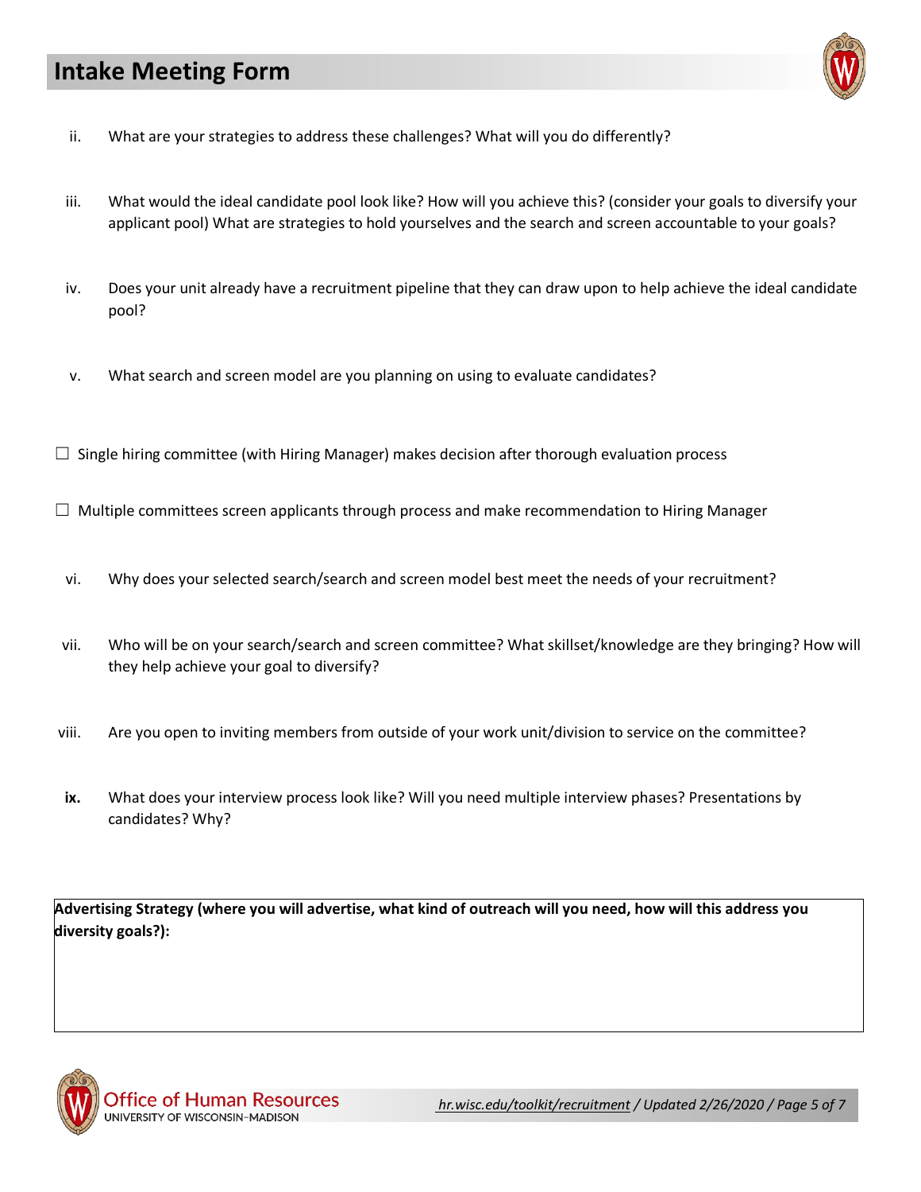ii. What are your strategies to address these challenges? What will you do differently?

iii. What would the ideal candidate pool look like? How will you achieve this? (consider your goals to diversify your applicant pool) What are strategies to hold yourselves and the search and screen accountable to your goals?

iv. Does your unit already have a recruitment pipeline that they can draw upon to help achieve the ideal candidate pool?

v. What search and screen model are you planning on using to evaluate candidates?

☐ Single hiring committee (with Hiring Manager) makes decision after thorough evaluation process

☐ Multiple committees screen applicants through process and make recommendation to Hiring Manager

vi. Why does your selected search/search and screen model best meet the needs of your recruitment?

vii. Who will be on your search/search and screen committee? What skillset/knowledge are they bringing? How will they help achieve your goal to diversify?

viii. Are you open to inviting members from outside of your work unit/division to service on the committee?

**ix.** What does your interview process look like? Will you need multiple interview phases? Presentations by candidates? Why?

**Advertising Strategy (where you will advertise, what kind of outreach will you need, how will this address you diversity goals?):**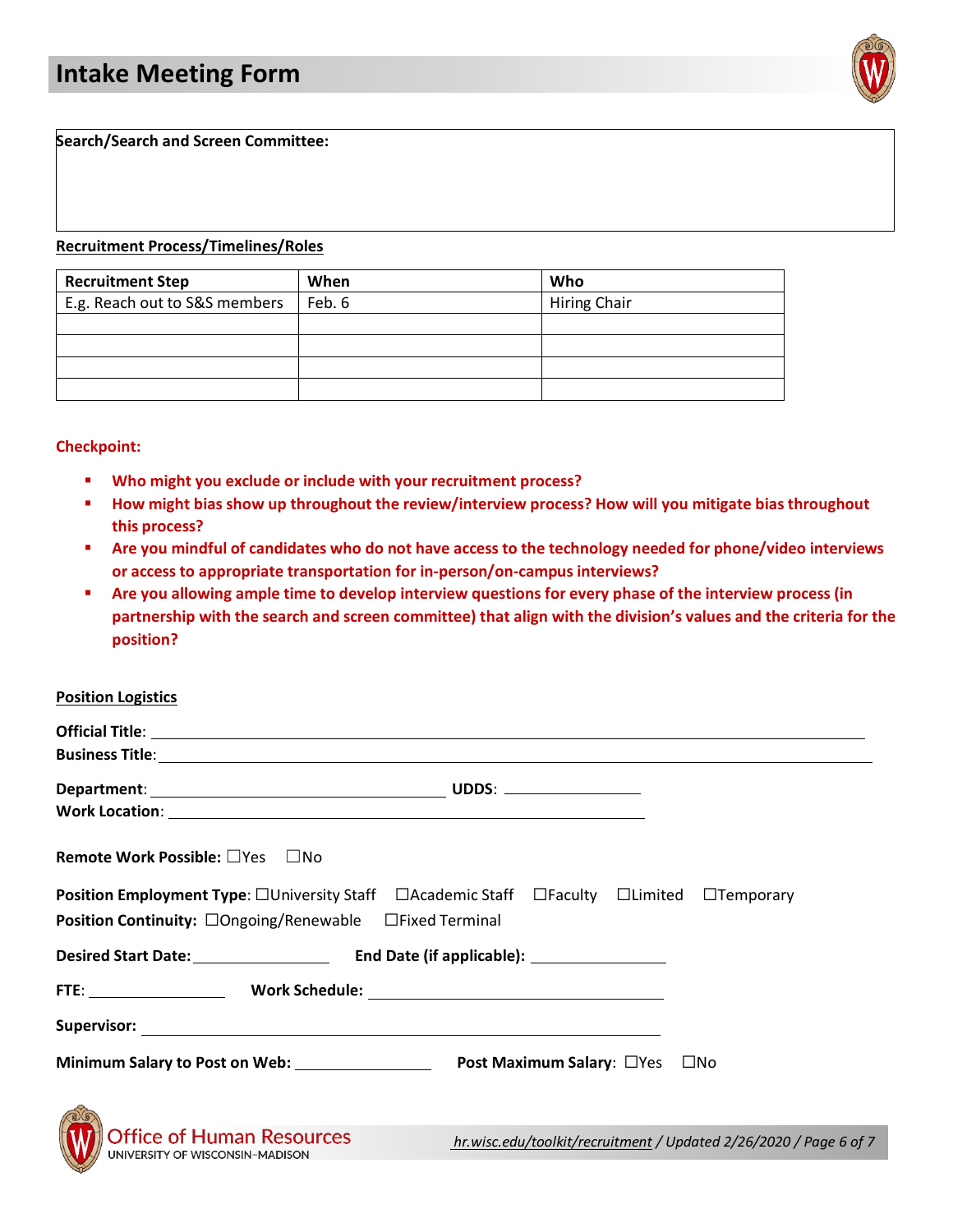# Intake Meeting Form

**Search/Search and Screen Committee:**

**Recruitment Process/Timelines/Roles**

| Recruitment Step | When | Who |
|---|---|---|
| E.g. Reach out to S&S members | Feb. 6 | Hiring Chair |
| | | |
| | | |
| | | |
| | | |

**Checkpoint:**

- **Who might you exclude or include with your recruitment process?**
- **How might bias show up throughout the review/interview process? How will you mitigate bias throughout this process?**
- **Are you mindful of candidates who do not have access to the technology needed for phone/video interviews or access to appropriate transportation for in-person/on-campus interviews?**
- **Are you allowing ample time to develop interview questions for every phase of the interview process (in partnership with the search and screen committee) that align with the division's values and the criteria for the position?**

**Position Logistics**

**Official Title**: ______________________________

**Business Title**: ______________________________

**Department**: ____________________ **UDDS**: __________

**Work Location**: ______________________________

**Remote Work Possible:** ☐Yes ☐No

**Position Employment Type**: ☐University Staff ☐Academic Staff ☐Faculty ☐Limited ☐Temporary

**Position Continuity:** ☐Ongoing/Renewable ☐Fixed Terminal

**Desired Start Date:** __________ **End Date (if applicable):** __________

**FTE**: __________ **Work Schedule:** ____________________

**Supervisor:** ______________________________

**Minimum Salary to Post on Web:** __________ **Post Maximum Salary**: ☐Yes ☐No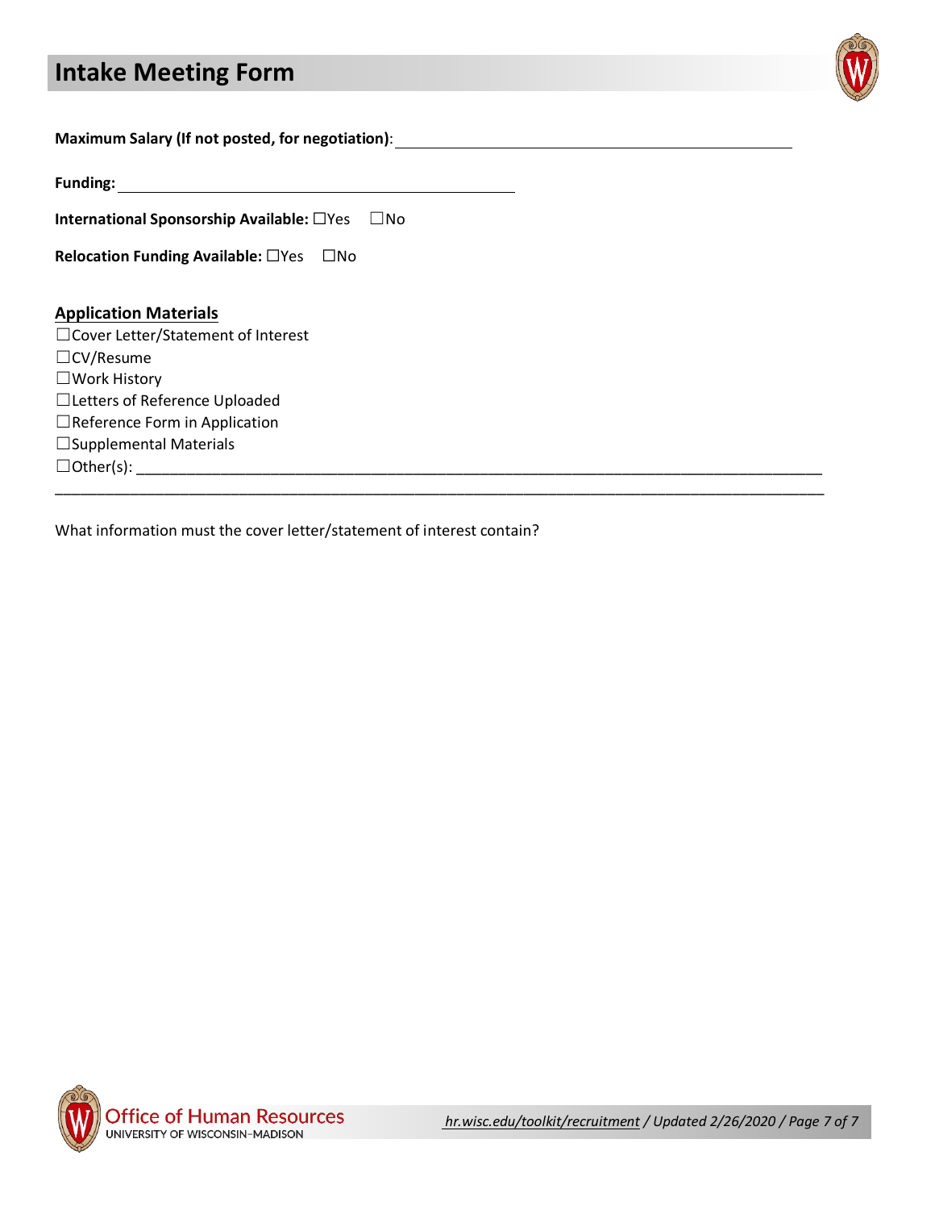## Intake Meeting Form

**Maximum Salary (If not posted, for negotiation)**: \_\_\_\_\_\_\_\_\_\_\_\_\_\_\_\_\_\_\_\_\_\_\_\_\_\_\_\_\_\_\_\_\_\_\_\_\_\_\_\_

**Funding:** \_\_\_\_\_\_\_\_\_\_\_\_\_\_\_\_\_\_\_\_\_\_\_\_\_\_\_\_\_\_\_\_\_\_\_\_\_\_\_\_

**International Sponsorship Available:** ☐Yes ☐No

**Relocation Funding Available:** ☐Yes ☐No

**Application Materials**

☐Cover Letter/Statement of Interest
☐CV/Resume
☐Work History
☐Letters of Reference Uploaded
☐Reference Form in Application
☐Supplemental Materials
☐Other(s): \_\_\_\_\_\_\_\_\_\_\_\_\_\_\_\_\_\_\_\_\_\_\_\_\_\_\_\_\_\_\_\_\_\_\_\_\_\_\_\_\_\_\_\_\_\_\_\_\_\_\_\_\_\_\_\_\_\_\_\_\_\_\_\_\_\_\_\_\_\_\_\_\_\_\_\_\_\_\_\_\_\_
\_\_\_\_\_\_\_\_\_\_\_\_\_\_\_\_\_\_\_\_\_\_\_\_\_\_\_\_\_\_\_\_\_\_\_\_\_\_\_\_\_\_\_\_\_\_\_\_\_\_\_\_\_\_\_\_\_\_\_\_\_\_\_\_\_\_\_\_\_\_\_\_\_\_\_\_\_\_\_\_\_\_\_\_\_\_\_\_\_\_\_\_

What information must the cover letter/statement of interest contain?